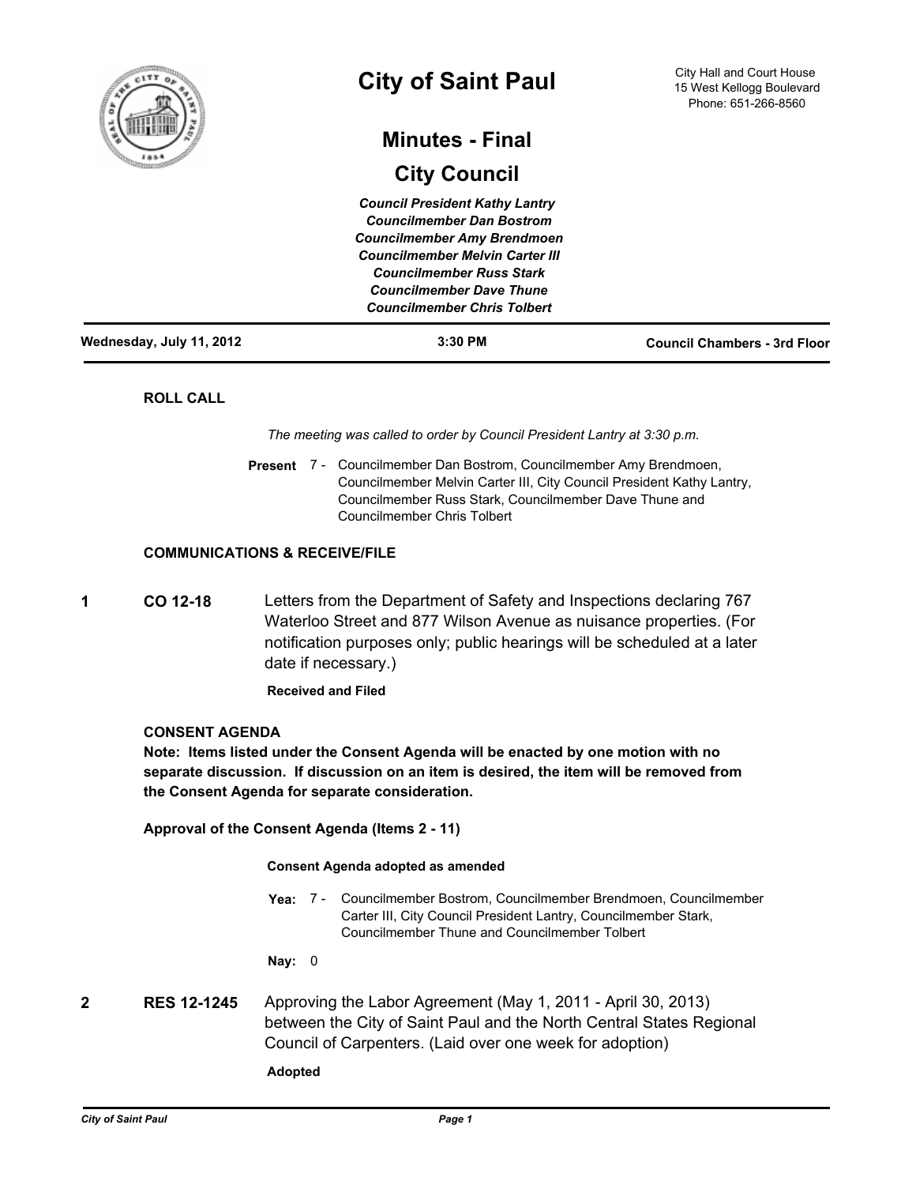# City of Saint Paul

City Hall and Court House
15 West Kellogg Boulevard
Phone: 651-266-8560

## Minutes - Final

## City Council

*Council President Kathy Lantry*
*Councilmember Dan Bostrom*
*Councilmember Amy Brendmoen*
*Councilmember Melvin Carter III*
*Councilmember Russ Stark*
*Councilmember Dave Thune*
*Councilmember Chris Tolbert*

**Wednesday, July 11, 2012** | **3:30 PM** | **Council Chambers - 3rd Floor**

---

### ROLL CALL

*The meeting was called to order by Council President Lantry at 3:30 p.m.*

**Present** 7 - Councilmember Dan Bostrom, Councilmember Amy Brendmoen, Councilmember Melvin Carter III, City Council President Kathy Lantry, Councilmember Russ Stark, Councilmember Dave Thune and Councilmember Chris Tolbert

### COMMUNICATIONS & RECEIVE/FILE

**1** **CO 12-18** Letters from the Department of Safety and Inspections declaring 767 Waterloo Street and 877 Wilson Avenue as nuisance properties. (For notification purposes only; public hearings will be scheduled at a later date if necessary.)

**Received and Filed**

### CONSENT AGENDA

**Note: Items listed under the Consent Agenda will be enacted by one motion with no separate discussion. If discussion on an item is desired, the item will be removed from the Consent Agenda for separate consideration.**

**Approval of the Consent Agenda (Items 2 - 11)**

**Consent Agenda adopted as amended**

**Yea:** 7 - Councilmember Bostrom, Councilmember Brendmoen, Councilmember Carter III, City Council President Lantry, Councilmember Stark, Councilmember Thune and Councilmember Tolbert

**Nay:** 0

**2** **RES 12-1245** Approving the Labor Agreement (May 1, 2011 - April 30, 2013) between the City of Saint Paul and the North Central States Regional Council of Carpenters. (Laid over one week for adoption)

**Adopted**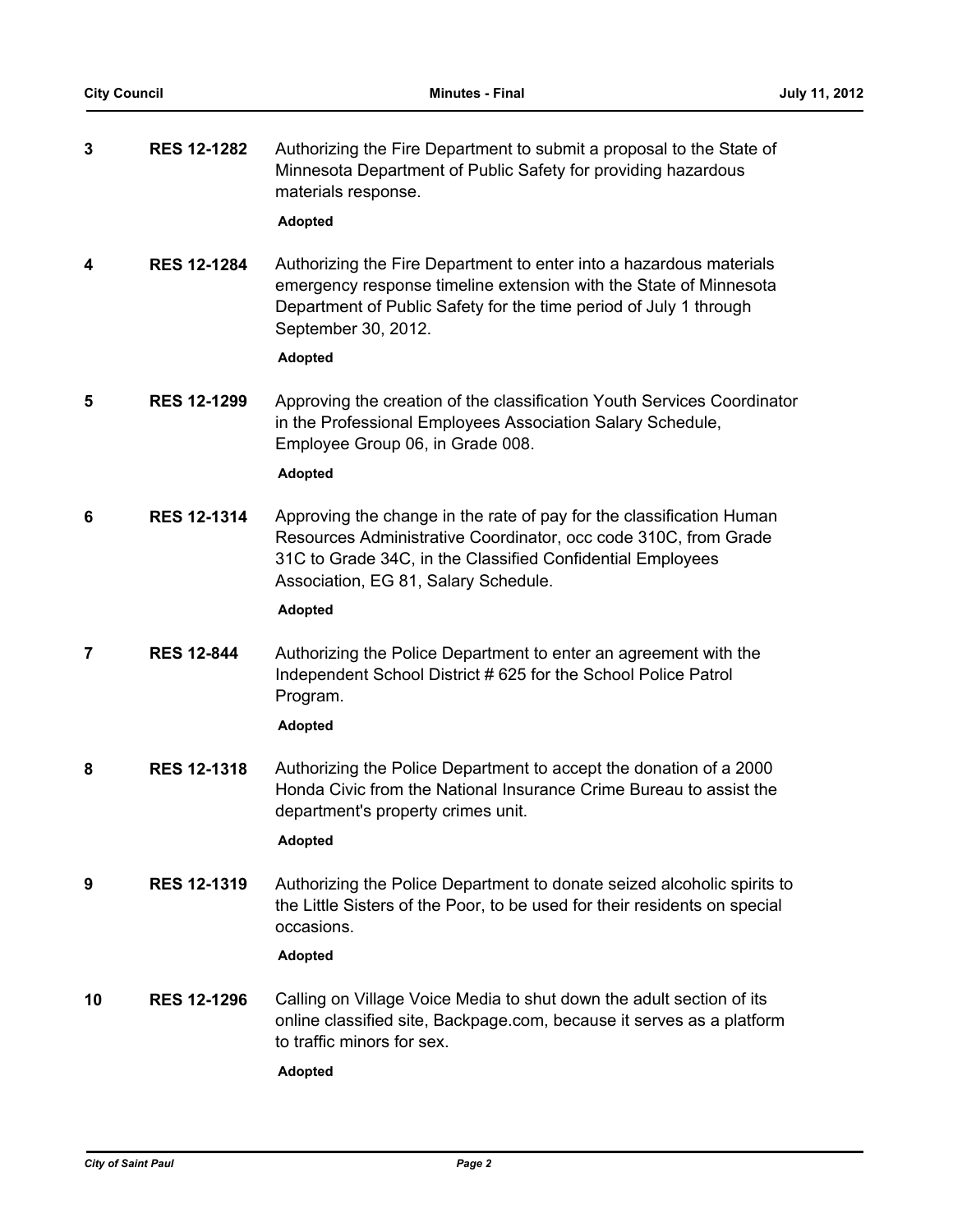**3** **RES 12-1282** Authorizing the Fire Department to submit a proposal to the State of Minnesota Department of Public Safety for providing hazardous materials response.

**Adopted**

**4** **RES 12-1284** Authorizing the Fire Department to enter into a hazardous materials emergency response timeline extension with the State of Minnesota Department of Public Safety for the time period of July 1 through September 30, 2012.

**Adopted**

**5** **RES 12-1299** Approving the creation of the classification Youth Services Coordinator in the Professional Employees Association Salary Schedule, Employee Group 06, in Grade 008.

**Adopted**

**6** **RES 12-1314** Approving the change in the rate of pay for the classification Human Resources Administrative Coordinator, occ code 310C, from Grade 31C to Grade 34C, in the Classified Confidential Employees Association, EG 81, Salary Schedule.

**Adopted**

**7** **RES 12-844** Authorizing the Police Department to enter an agreement with the Independent School District # 625 for the School Police Patrol Program.

**Adopted**

**8** **RES 12-1318** Authorizing the Police Department to accept the donation of a 2000 Honda Civic from the National Insurance Crime Bureau to assist the department's property crimes unit.

**Adopted**

**9** **RES 12-1319** Authorizing the Police Department to donate seized alcoholic spirits to the Little Sisters of the Poor, to be used for their residents on special occasions.

**Adopted**

**10** **RES 12-1296** Calling on Village Voice Media to shut down the adult section of its online classified site, Backpage.com, because it serves as a platform to traffic minors for sex.

**Adopted**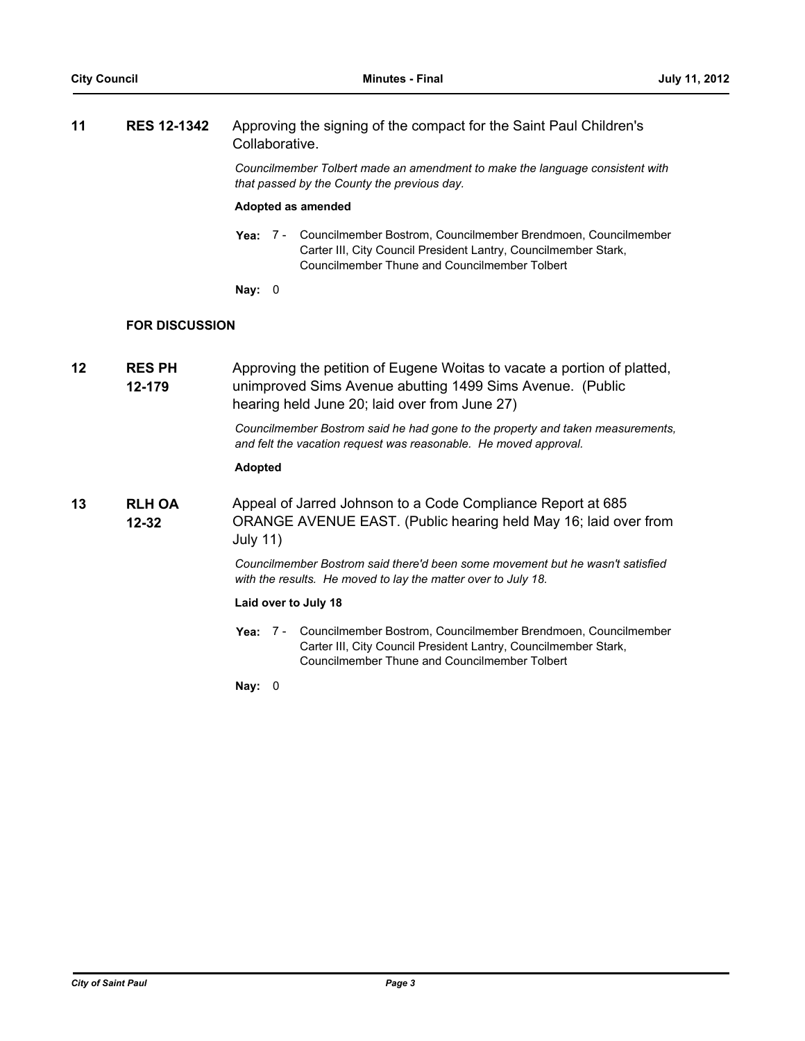**11** **RES 12-1342** Approving the signing of the compact for the Saint Paul Children's Collaborative.

*Councilmember Tolbert made an amendment to make the language consistent with that passed by the County the previous day.*

**Adopted as amended**

**Yea:** 7 - Councilmember Bostrom, Councilmember Brendmoen, Councilmember Carter III, City Council President Lantry, Councilmember Stark, Councilmember Thune and Councilmember Tolbert

**Nay:** 0

**FOR DISCUSSION**

**12** **RES PH 12-179** Approving the petition of Eugene Woitas to vacate a portion of platted, unimproved Sims Avenue abutting 1499 Sims Avenue. (Public hearing held June 20; laid over from June 27)

*Councilmember Bostrom said he had gone to the property and taken measurements, and felt the vacation request was reasonable. He moved approval.*

**Adopted**

**13** **RLH OA 12-32** Appeal of Jarred Johnson to a Code Compliance Report at 685 ORANGE AVENUE EAST. (Public hearing held May 16; laid over from July 11)

*Councilmember Bostrom said there'd been some movement but he wasn't satisfied with the results. He moved to lay the matter over to July 18.*

**Laid over to July 18**

**Yea:** 7 - Councilmember Bostrom, Councilmember Brendmoen, Councilmember Carter III, City Council President Lantry, Councilmember Stark, Councilmember Thune and Councilmember Tolbert

**Nay:** 0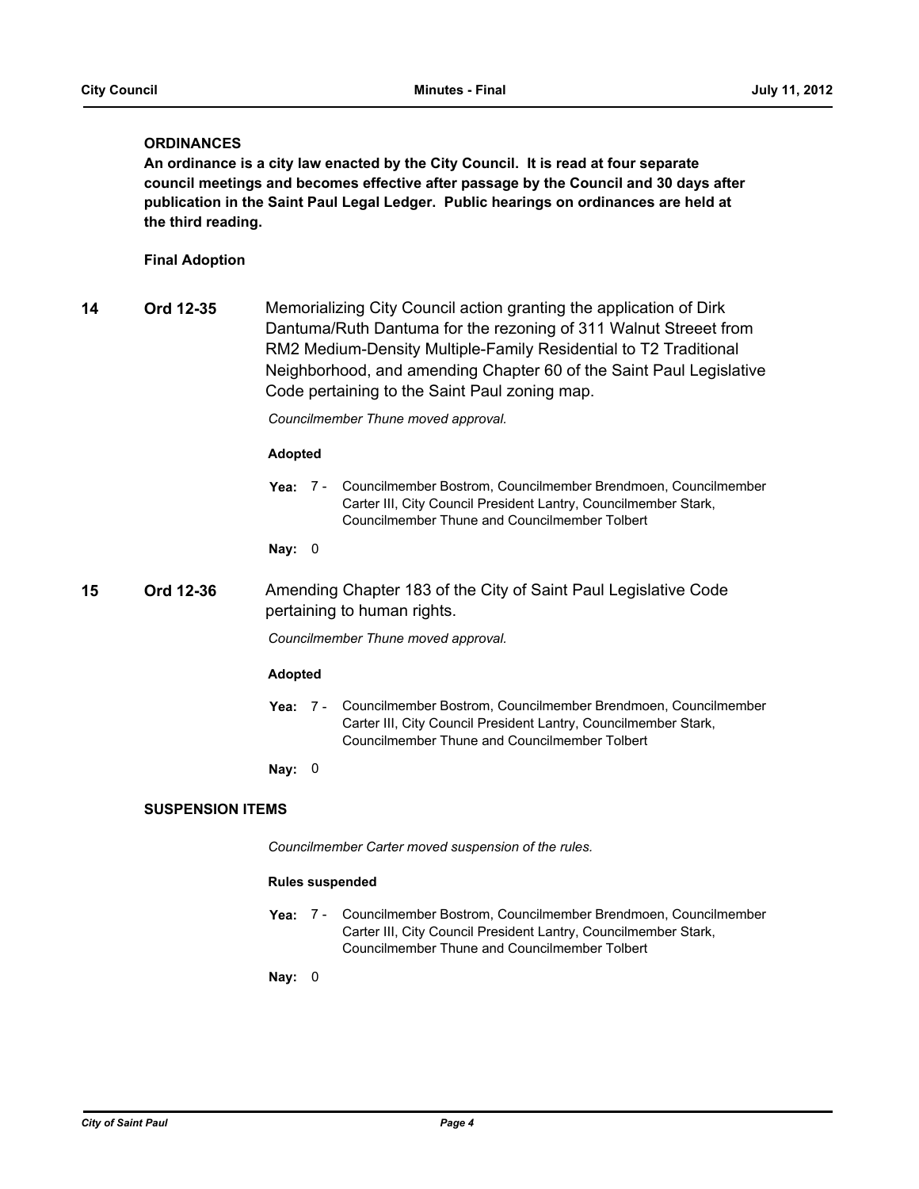## ORDINANCES

**An ordinance is a city law enacted by the City Council. It is read at four separate council meetings and becomes effective after passage by the Council and 30 days after publication in the Saint Paul Legal Ledger. Public hearings on ordinances are held at the third reading.**

### Final Adoption

**14** **Ord 12-35** Memorializing City Council action granting the application of Dirk Dantuma/Ruth Dantuma for the rezoning of 311 Walnut Streeet from RM2 Medium-Density Multiple-Family Residential to T2 Traditional Neighborhood, and amending Chapter 60 of the Saint Paul Legislative Code pertaining to the Saint Paul zoning map.

*Councilmember Thune moved approval.*

**Adopted**

**Yea:** 7 - Councilmember Bostrom, Councilmember Brendmoen, Councilmember Carter III, City Council President Lantry, Councilmember Stark, Councilmember Thune and Councilmember Tolbert

**Nay:** 0

**15** **Ord 12-36** Amending Chapter 183 of the City of Saint Paul Legislative Code pertaining to human rights.

*Councilmember Thune moved approval.*

**Adopted**

**Yea:** 7 - Councilmember Bostrom, Councilmember Brendmoen, Councilmember Carter III, City Council President Lantry, Councilmember Stark, Councilmember Thune and Councilmember Tolbert

**Nay:** 0

## SUSPENSION ITEMS

*Councilmember Carter moved suspension of the rules.*

**Rules suspended**

**Yea:** 7 - Councilmember Bostrom, Councilmember Brendmoen, Councilmember Carter III, City Council President Lantry, Councilmember Stark, Councilmember Thune and Councilmember Tolbert

**Nay:** 0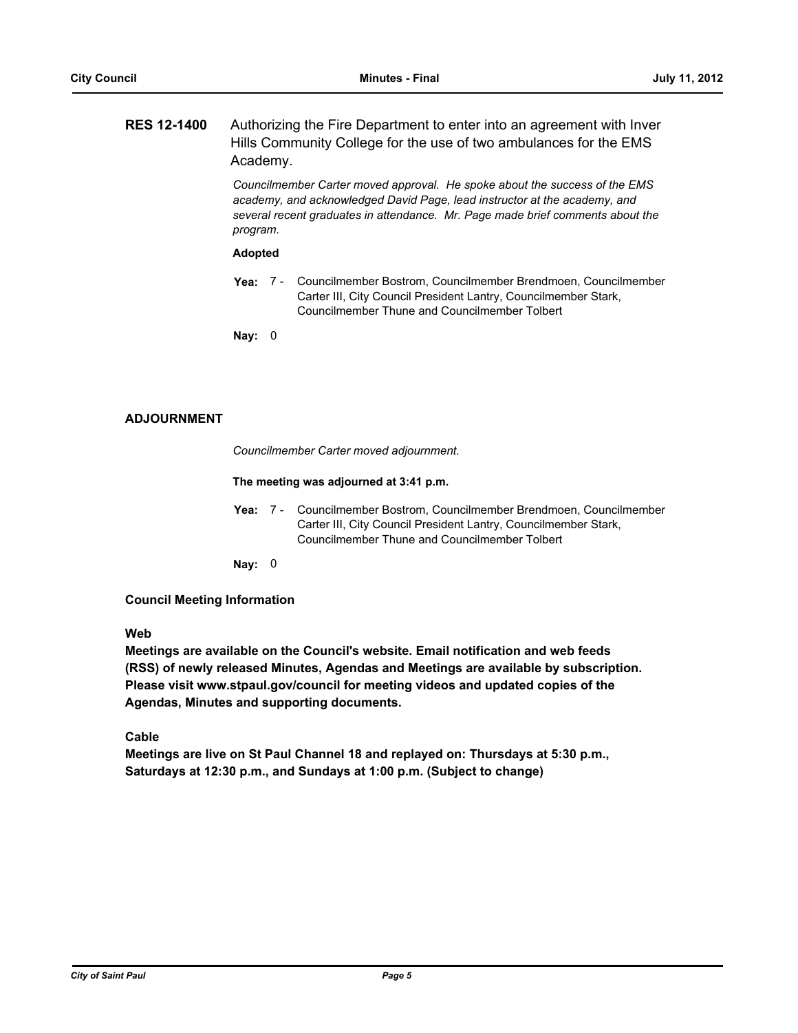**RES 12-1400** Authorizing the Fire Department to enter into an agreement with Inver Hills Community College for the use of two ambulances for the EMS Academy.

*Councilmember Carter moved approval. He spoke about the success of the EMS academy, and acknowledged David Page, lead instructor at the academy, and several recent graduates in attendance. Mr. Page made brief comments about the program.*

**Adopted**

**Yea:** 7 - Councilmember Bostrom, Councilmember Brendmoen, Councilmember Carter III, City Council President Lantry, Councilmember Stark, Councilmember Thune and Councilmember Tolbert

**Nay:** 0

## ADJOURNMENT

*Councilmember Carter moved adjournment.*

**The meeting was adjourned at 3:41 p.m.**

**Yea:** 7 - Councilmember Bostrom, Councilmember Brendmoen, Councilmember Carter III, City Council President Lantry, Councilmember Stark, Councilmember Thune and Councilmember Tolbert

**Nay:** 0

**Council Meeting Information**

**Web**

**Meetings are available on the Council's website. Email notification and web feeds (RSS) of newly released Minutes, Agendas and Meetings are available by subscription. Please visit www.stpaul.gov/council for meeting videos and updated copies of the Agendas, Minutes and supporting documents.**

**Cable**

**Meetings are live on St Paul Channel 18 and replayed on: Thursdays at 5:30 p.m., Saturdays at 12:30 p.m., and Sundays at 1:00 p.m. (Subject to change)**